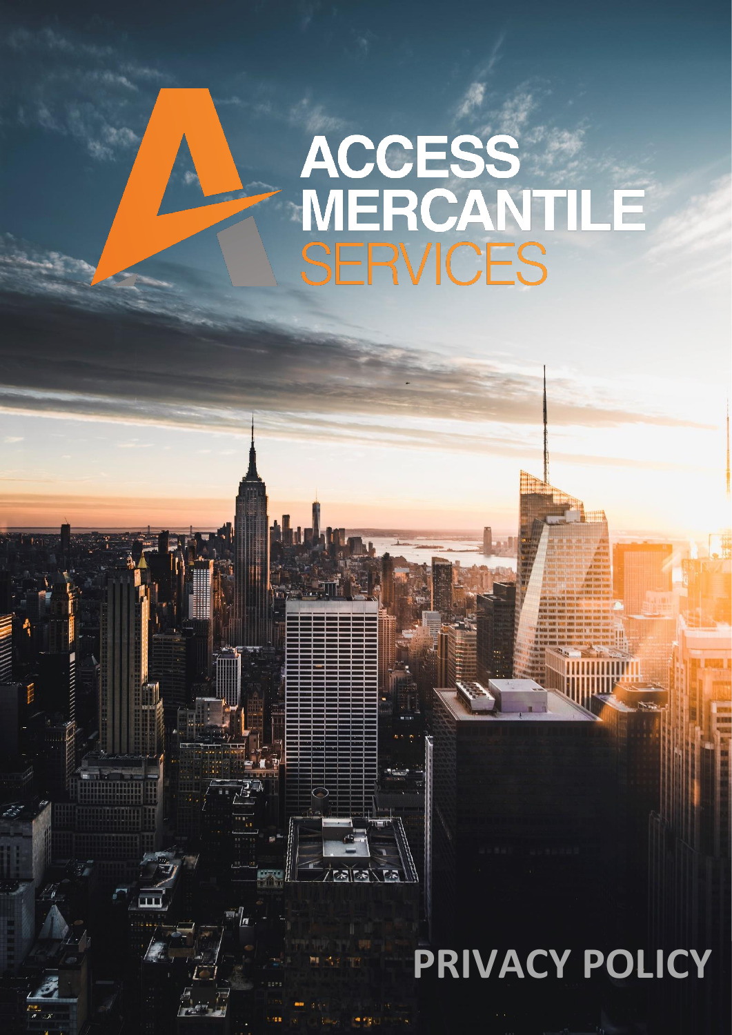# ACCESS MERCANTILE SERVICES

# PRIVACY POLICY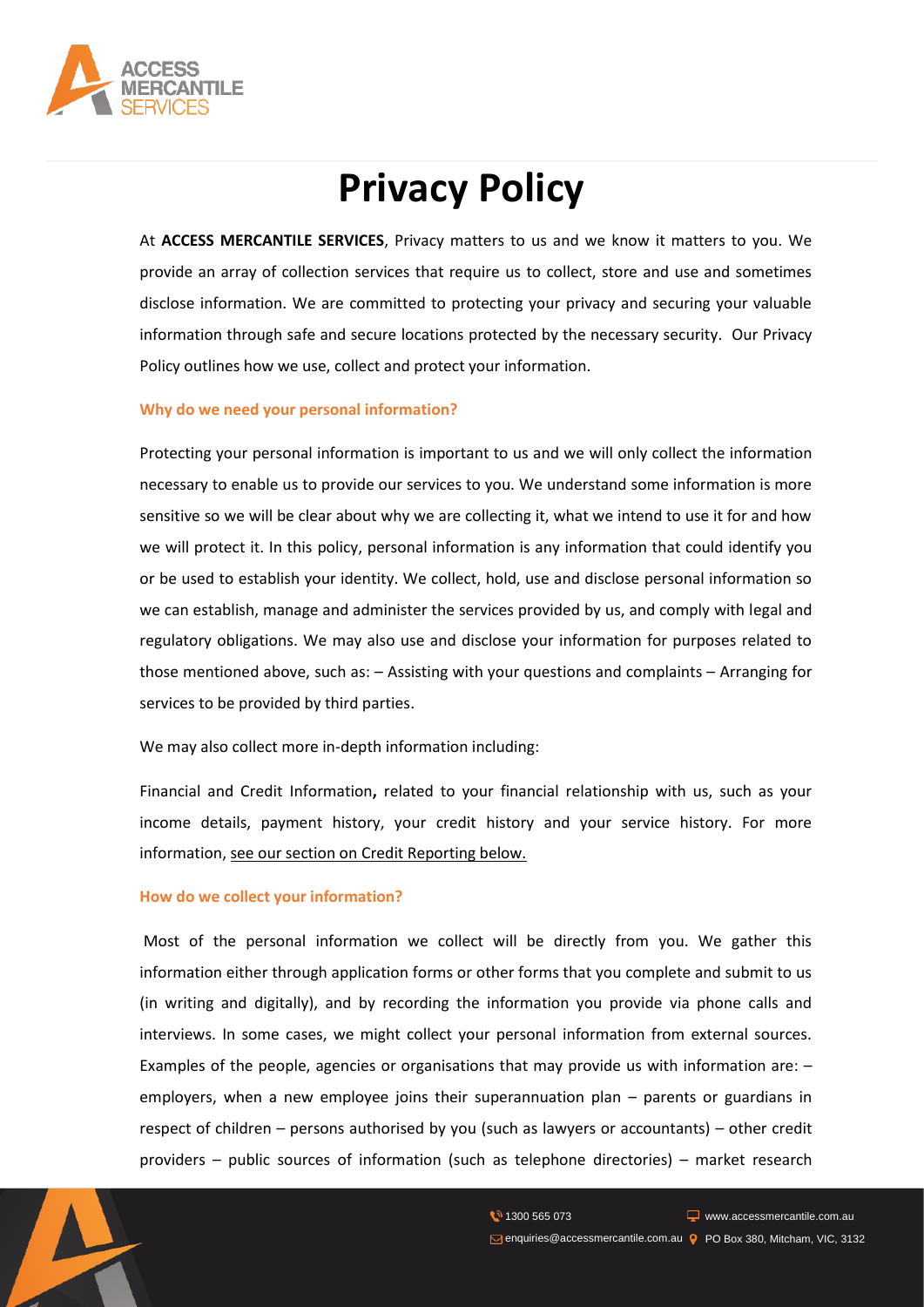# Privacy Policy

At **ACCESS MERCANTILE SERVICES**, Privacy matters to us and we know it matters to you. We provide an array of collection services that require us to collect, store and use and sometimes disclose information. We are committed to protecting your privacy and securing your valuable information through safe and secure locations protected by the necessary security. Our Privacy Policy outlines how we use, collect and protect your information.

### Why do we need your personal information?

Protecting your personal information is important to us and we will only collect the information necessary to enable us to provide our services to you. We understand some information is more sensitive so we will be clear about why we are collecting it, what we intend to use it for and how we will protect it. In this policy, personal information is any information that could identify you or be used to establish your identity. We collect, hold, use and disclose personal information so we can establish, manage and administer the services provided by us, and comply with legal and regulatory obligations. We may also use and disclose your information for purposes related to those mentioned above, such as: – Assisting with your questions and complaints – Arranging for services to be provided by third parties.

We may also collect more in-depth information including:

Financial and Credit Information**,** related to your financial relationship with us, such as your income details, payment history, your credit history and your service history. For more information, see our section on Credit Reporting below.

### How do we collect your information?

Most of the personal information we collect will be directly from you. We gather this information either through application forms or other forms that you complete and submit to us (in writing and digitally), and by recording the information you provide via phone calls and interviews. In some cases, we might collect your personal information from external sources. Examples of the people, agencies or organisations that may provide us with information are: – employers, when a new employee joins their superannuation plan – parents or guardians in respect of children – persons authorised by you (such as lawyers or accountants) – other credit providers – public sources of information (such as telephone directories) – market research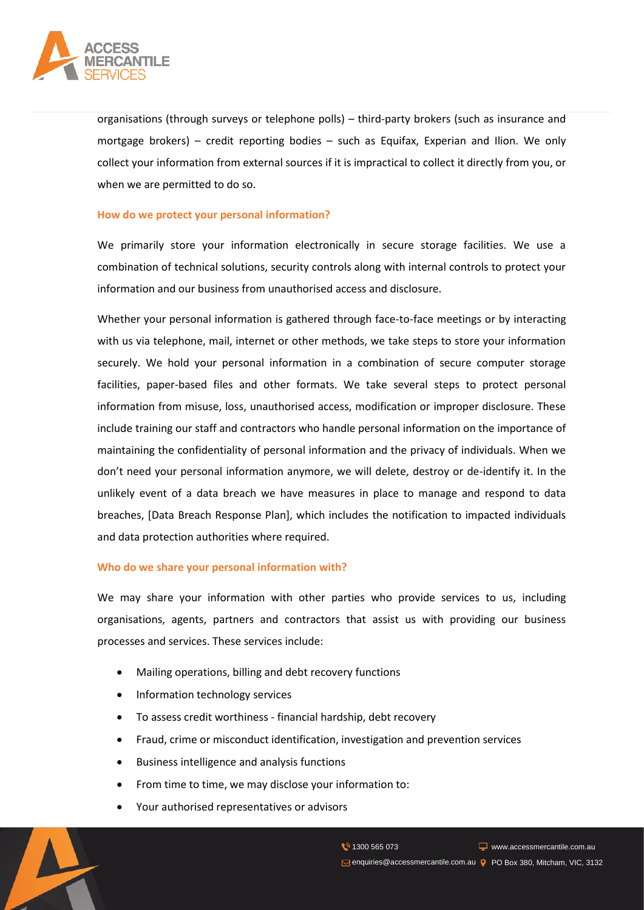organisations (through surveys or telephone polls) – third-party brokers (such as insurance and mortgage brokers) – credit reporting bodies – such as Equifax, Experian and Ilion. We only collect your information from external sources if it is impractical to collect it directly from you, or when we are permitted to do so.

### How do we protect your personal information?

We primarily store your information electronically in secure storage facilities. We use a combination of technical solutions, security controls along with internal controls to protect your information and our business from unauthorised access and disclosure.

Whether your personal information is gathered through face-to-face meetings or by interacting with us via telephone, mail, internet or other methods, we take steps to store your information securely. We hold your personal information in a combination of secure computer storage facilities, paper-based files and other formats. We take several steps to protect personal information from misuse, loss, unauthorised access, modification or improper disclosure. These include training our staff and contractors who handle personal information on the importance of maintaining the confidentiality of personal information and the privacy of individuals. When we don't need your personal information anymore, we will delete, destroy or de-identify it. In the unlikely event of a data breach we have measures in place to manage and respond to data breaches, [Data Breach Response Plan], which includes the notification to impacted individuals and data protection authorities where required.

### Who do we share your personal information with?

We may share your information with other parties who provide services to us, including organisations, agents, partners and contractors that assist us with providing our business processes and services. These services include:

- Mailing operations, billing and debt recovery functions
- Information technology services
- To assess credit worthiness - financial hardship, debt recovery
- Fraud, crime or misconduct identification, investigation and prevention services
- Business intelligence and analysis functions
- From time to time, we may disclose your information to:
- Your authorised representatives or advisors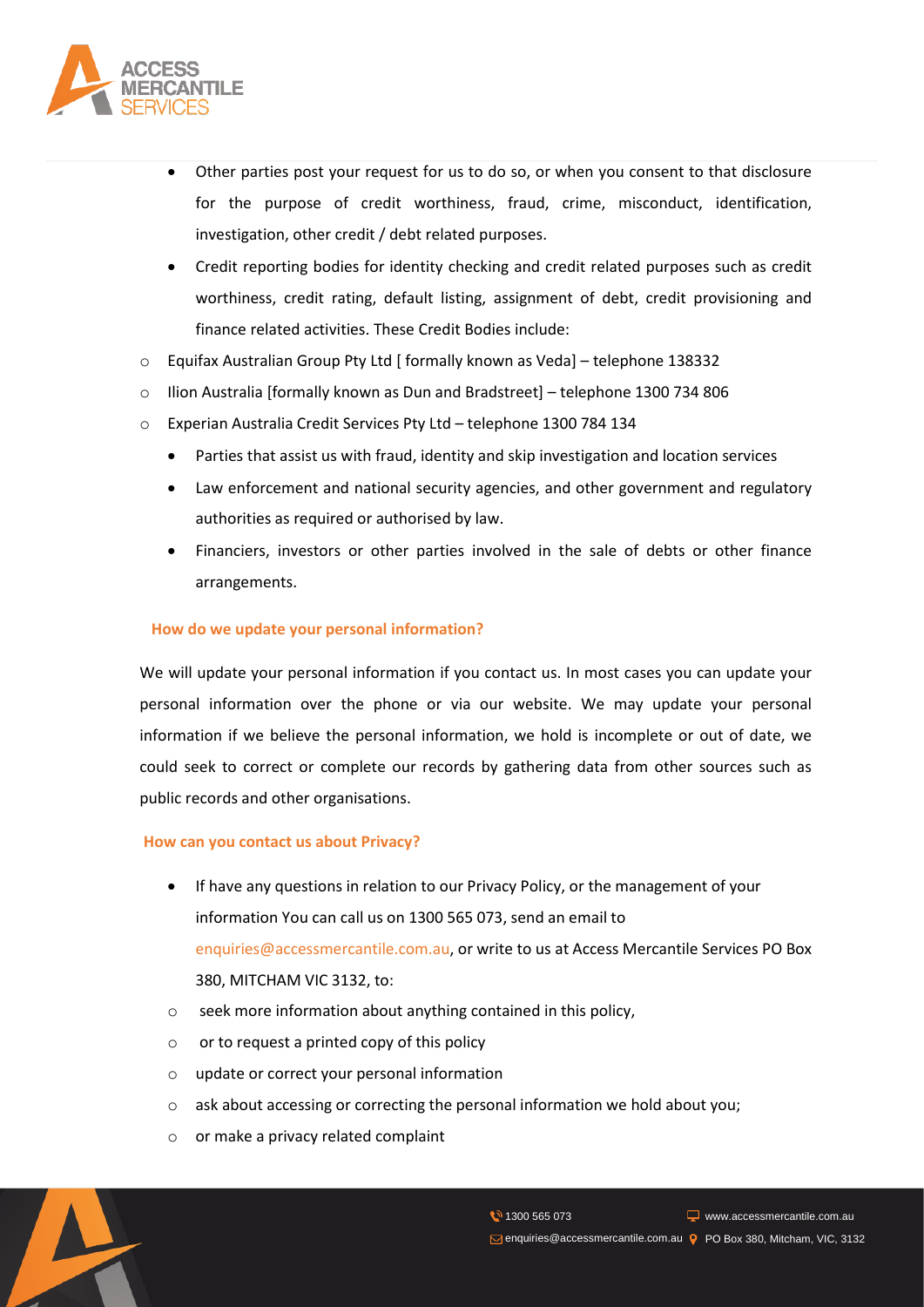- Other parties post your request for us to do so, or when you consent to that disclosure for the purpose of credit worthiness, fraud, crime, misconduct, identification, investigation, other credit / debt related purposes.
- Credit reporting bodies for identity checking and credit related purposes such as credit worthiness, credit rating, default listing, assignment of debt, credit provisioning and finance related activities. These Credit Bodies include:

  - Equifax Australian Group Pty Ltd [ formally known as Veda] – telephone 138332
  - Ilion Australia [formally known as Dun and Bradstreet] – telephone 1300 734 806
  - Experian Australia Credit Services Pty Ltd – telephone 1300 784 134

- Parties that assist us with fraud, identity and skip investigation and location services
- Law enforcement and national security agencies, and other government and regulatory authorities as required or authorised by law.
- Financiers, investors or other parties involved in the sale of debts or other finance arrangements.

### How do we update your personal information?

We will update your personal information if you contact us. In most cases you can update your personal information over the phone or via our website. We may update your personal information if we believe the personal information, we hold is incomplete or out of date, we could seek to correct or complete our records by gathering data from other sources such as public records and other organisations.

### How can you contact us about Privacy?

- If have any questions in relation to our Privacy Policy, or the management of your information You can call us on 1300 565 073, send an email to enquiries@accessmercantile.com.au, or write to us at Access Mercantile Services PO Box 380, MITCHAM VIC 3132, to:

  - seek more information about anything contained in this policy,
  - or to request a printed copy of this policy
  - update or correct your personal information
  - ask about accessing or correcting the personal information we hold about you;
  - or make a privacy related complaint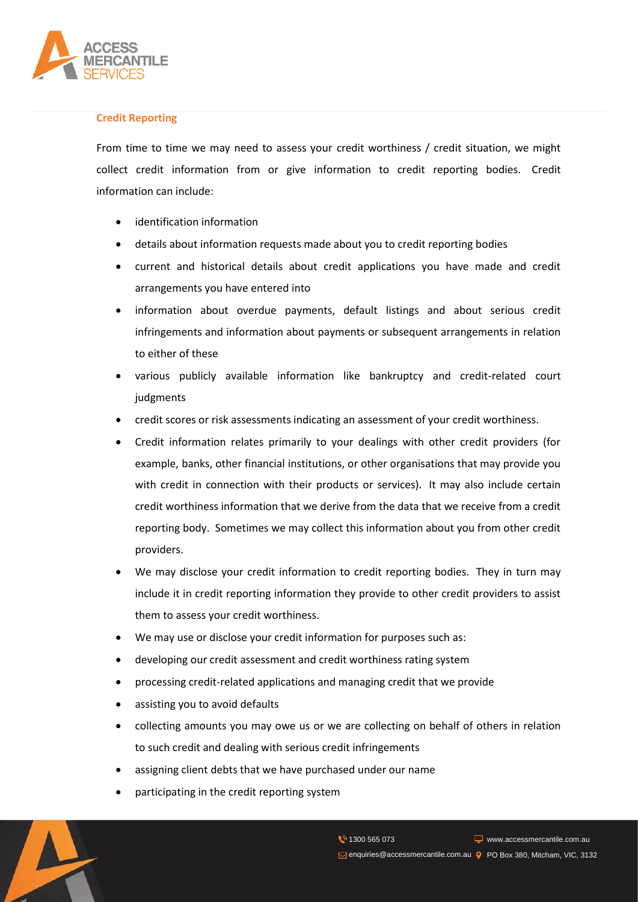### Credit Reporting

From time to time we may need to assess your credit worthiness / credit situation, we might collect credit information from or give information to credit reporting bodies. Credit information can include:

- identification information
- details about information requests made about you to credit reporting bodies
- current and historical details about credit applications you have made and credit arrangements you have entered into
- information about overdue payments, default listings and about serious credit infringements and information about payments or subsequent arrangements in relation to either of these
- various publicly available information like bankruptcy and credit-related court judgments
- credit scores or risk assessments indicating an assessment of your credit worthiness.
- Credit information relates primarily to your dealings with other credit providers (for example, banks, other financial institutions, or other organisations that may provide you with credit in connection with their products or services). It may also include certain credit worthiness information that we derive from the data that we receive from a credit reporting body. Sometimes we may collect this information about you from other credit providers.
- We may disclose your credit information to credit reporting bodies. They in turn may include it in credit reporting information they provide to other credit providers to assist them to assess your credit worthiness.
- We may use or disclose your credit information for purposes such as:
- developing our credit assessment and credit worthiness rating system
- processing credit-related applications and managing credit that we provide
- assisting you to avoid defaults
- collecting amounts you may owe us or we are collecting on behalf of others in relation to such credit and dealing with serious credit infringements
- assigning client debts that we have purchased under our name
- participating in the credit reporting system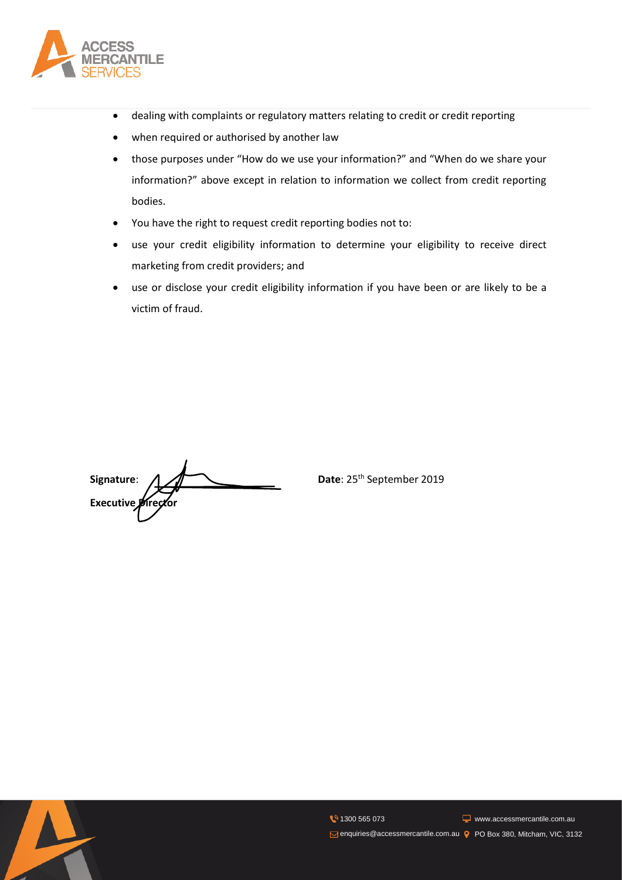- dealing with complaints or regulatory matters relating to credit or credit reporting
- when required or authorised by another law
- those purposes under "How do we use your information?" and "When do we share your information?" above except in relation to information we collect from credit reporting bodies.
- You have the right to request credit reporting bodies not to:
- use your credit eligibility information to determine your eligibility to receive direct marketing from credit providers; and
- use or disclose your credit eligibility information if you have been or are likely to be a victim of fraud.

**Signature**: 	**Date**: 25th September 2019

**Executive Director**